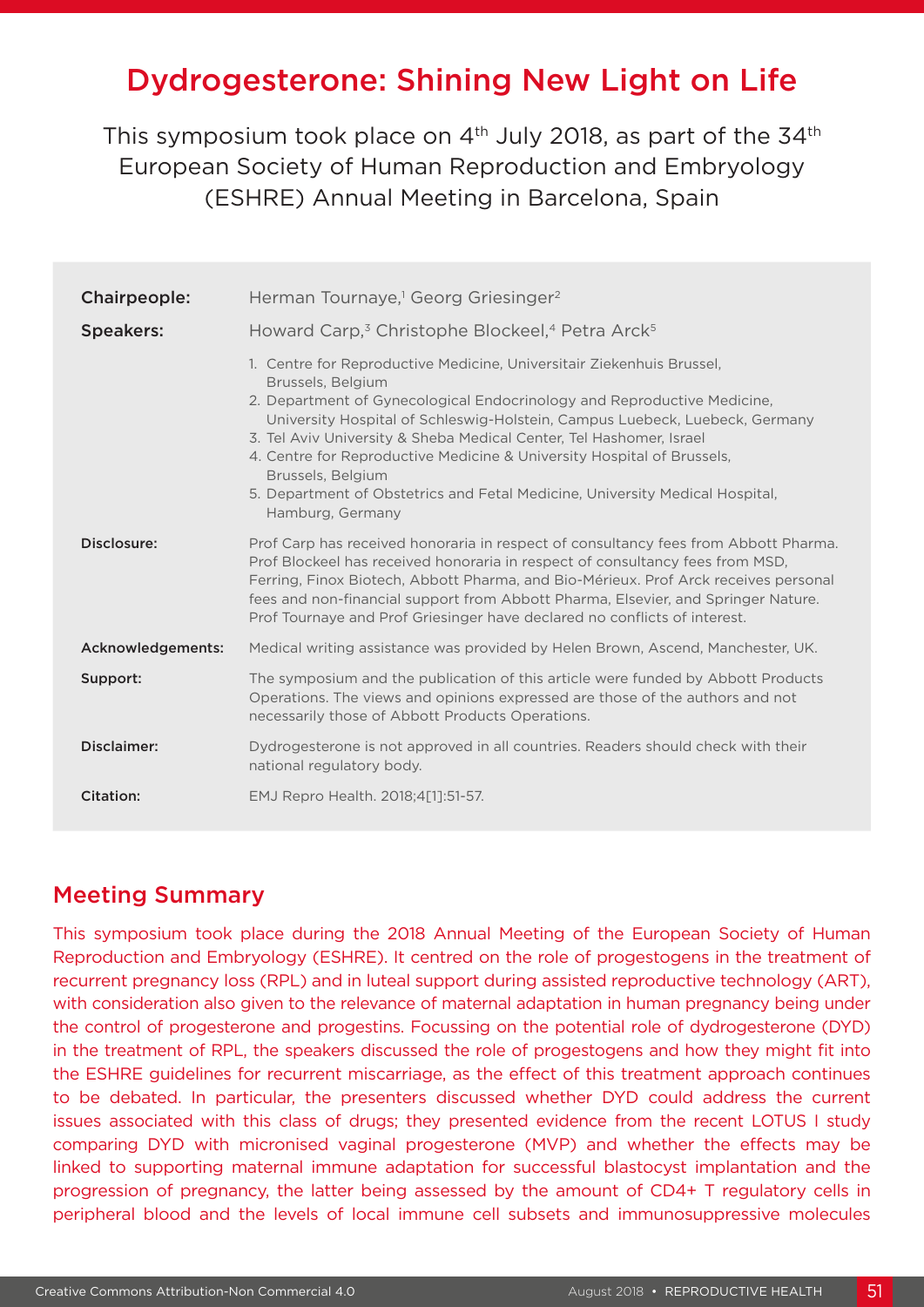# Dydrogesterone: Shining New Light on Life

This symposium took place on 4th July 2018, as part of the 34th European Society of Human Reproduction and Embryology (ESHRE) Annual Meeting in Barcelona, Spain

| | |
|---|---|
| **Chairpeople:** | Herman Tournaye,[1] Georg Griesinger[2] |
| **Speakers:** | Howard Carp,[3] Christophe Blockeel,[4] Petra Arck[5] |
| | 1. Centre for Reproductive Medicine, Universitair Ziekenhuis Brussel, Brussels, Belgium<br>2. Department of Gynecological Endocrinology and Reproductive Medicine, University Hospital of Schleswig-Holstein, Campus Luebeck, Luebeck, Germany<br>3. Tel Aviv University & Sheba Medical Center, Tel Hashomer, Israel<br>4. Centre for Reproductive Medicine & University Hospital of Brussels, Brussels, Belgium<br>5. Department of Obstetrics and Fetal Medicine, University Medical Hospital, Hamburg, Germany |
| **Disclosure:** | Prof Carp has received honoraria in respect of consultancy fees from Abbott Pharma. Prof Blockeel has received honoraria in respect of consultancy fees from MSD, Ferring, Finox Biotech, Abbott Pharma, and Bio-Mérieux. Prof Arck receives personal fees and non-financial support from Abbott Pharma, Elsevier, and Springer Nature. Prof Tournaye and Prof Griesinger have declared no conflicts of interest. |
| **Acknowledgements:** | Medical writing assistance was provided by Helen Brown, Ascend, Manchester, UK. |
| **Support:** | The symposium and the publication of this article were funded by Abbott Products Operations. The views and opinions expressed are those of the authors and not necessarily those of Abbott Products Operations. |
| **Disclaimer:** | Dydrogesterone is not approved in all countries. Readers should check with their national regulatory body. |
| **Citation:** | EMJ Repro Health. 2018;4[1]:51-57. |

## Meeting Summary

This symposium took place during the 2018 Annual Meeting of the European Society of Human Reproduction and Embryology (ESHRE). It centred on the role of progestogens in the treatment of recurrent pregnancy loss (RPL) and in luteal support during assisted reproductive technology (ART), with consideration also given to the relevance of maternal adaptation in human pregnancy being under the control of progesterone and progestins. Focussing on the potential role of dydrogesterone (DYD) in the treatment of RPL, the speakers discussed the role of progestogens and how they might fit into the ESHRE guidelines for recurrent miscarriage, as the effect of this treatment approach continues to be debated. In particular, the presenters discussed whether DYD could address the current issues associated with this class of drugs; they presented evidence from the recent LOTUS I study comparing DYD with micronised vaginal progesterone (MVP) and whether the effects may be linked to supporting maternal immune adaptation for successful blastocyst implantation and the progression of pregnancy, the latter being assessed by the amount of CD4+ T regulatory cells in peripheral blood and the levels of local immune cell subsets and immunosuppressive molecules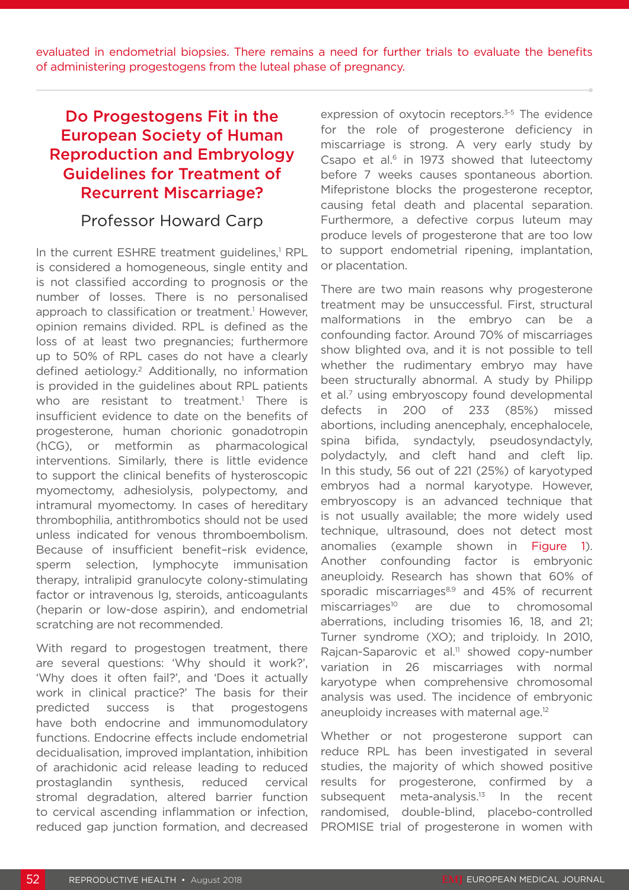evaluated in endometrial biopsies. There remains a need for further trials to evaluate the benefits of administering progestogens from the luteal phase of pregnancy.

## Do Progestogens Fit in the European Society of Human Reproduction and Embryology Guidelines for Treatment of Recurrent Miscarriage?

### Professor Howard Carp

In the current ESHRE treatment guidelines,[1] RPL is considered a homogeneous, single entity and is not classified according to prognosis or the number of losses. There is no personalised approach to classification or treatment.[1] However, opinion remains divided. RPL is defined as the loss of at least two pregnancies; furthermore up to 50% of RPL cases do not have a clearly defined aetiology.[2] Additionally, no information is provided in the guidelines about RPL patients who are resistant to treatment.[1] There is insufficient evidence to date on the benefits of progesterone, human chorionic gonadotropin (hCG), or metformin as pharmacological interventions. Similarly, there is little evidence to support the clinical benefits of hysteroscopic myomectomy, adhesiolysis, polypectomy, and intramural myomectomy. In cases of hereditary thrombophilia, antithrombotics should not be used unless indicated for venous thromboembolism. Because of insufficient benefit–risk evidence, sperm selection, lymphocyte immunisation therapy, intralipid granulocyte colony-stimulating factor or intravenous Ig, steroids, anticoagulants (heparin or low-dose aspirin), and endometrial scratching are not recommended.

With regard to progestogen treatment, there are several questions: 'Why should it work?', 'Why does it often fail?', and 'Does it actually work in clinical practice?' The basis for their predicted success is that progestogens have both endocrine and immunomodulatory functions. Endocrine effects include endometrial decidualisation, improved implantation, inhibition of arachidonic acid release leading to reduced prostaglandin synthesis, reduced cervical stromal degradation, altered barrier function to cervical ascending inflammation or infection, reduced gap junction formation, and decreased expression of oxytocin receptors.[3-5] The evidence for the role of progesterone deficiency in miscarriage is strong. A very early study by Csapo et al.[6] in 1973 showed that luteectomy before 7 weeks causes spontaneous abortion. Mifepristone blocks the progesterone receptor, causing fetal death and placental separation. Furthermore, a defective corpus luteum may produce levels of progesterone that are too low to support endometrial ripening, implantation, or placentation.

There are two main reasons why progesterone treatment may be unsuccessful. First, structural malformations in the embryo can be a confounding factor. Around 70% of miscarriages show blighted ova, and it is not possible to tell whether the rudimentary embryo may have been structurally abnormal. A study by Philipp et al.[7] using embryoscopy found developmental defects in 200 of 233 (85%) missed abortions, including anencephaly, encephalocele, spina bifida, syndactyly, pseudosyndactyly, polydactyly, and cleft hand and cleft lip. In this study, 56 out of 221 (25%) of karyotyped embryos had a normal karyotype. However, embryoscopy is an advanced technique that is not usually available; the more widely used technique, ultrasound, does not detect most anomalies (example shown in Figure 1). Another confounding factor is embryonic aneuploidy. Research has shown that 60% of sporadic miscarriages[8,9] and 45% of recurrent miscarriages[10] are due to chromosomal aberrations, including trisomies 16, 18, and 21; Turner syndrome (XO); and triploidy. In 2010, Rajcan-Saparovic et al.[11] showed copy-number variation in 26 miscarriages with normal karyotype when comprehensive chromosomal analysis was used. The incidence of embryonic aneuploidy increases with maternal age.[12]

Whether or not progesterone support can reduce RPL has been investigated in several studies, the majority of which showed positive results for progesterone, confirmed by a subsequent meta-analysis.[13] In the recent randomised, double-blind, placebo-controlled PROMISE trial of progesterone in women with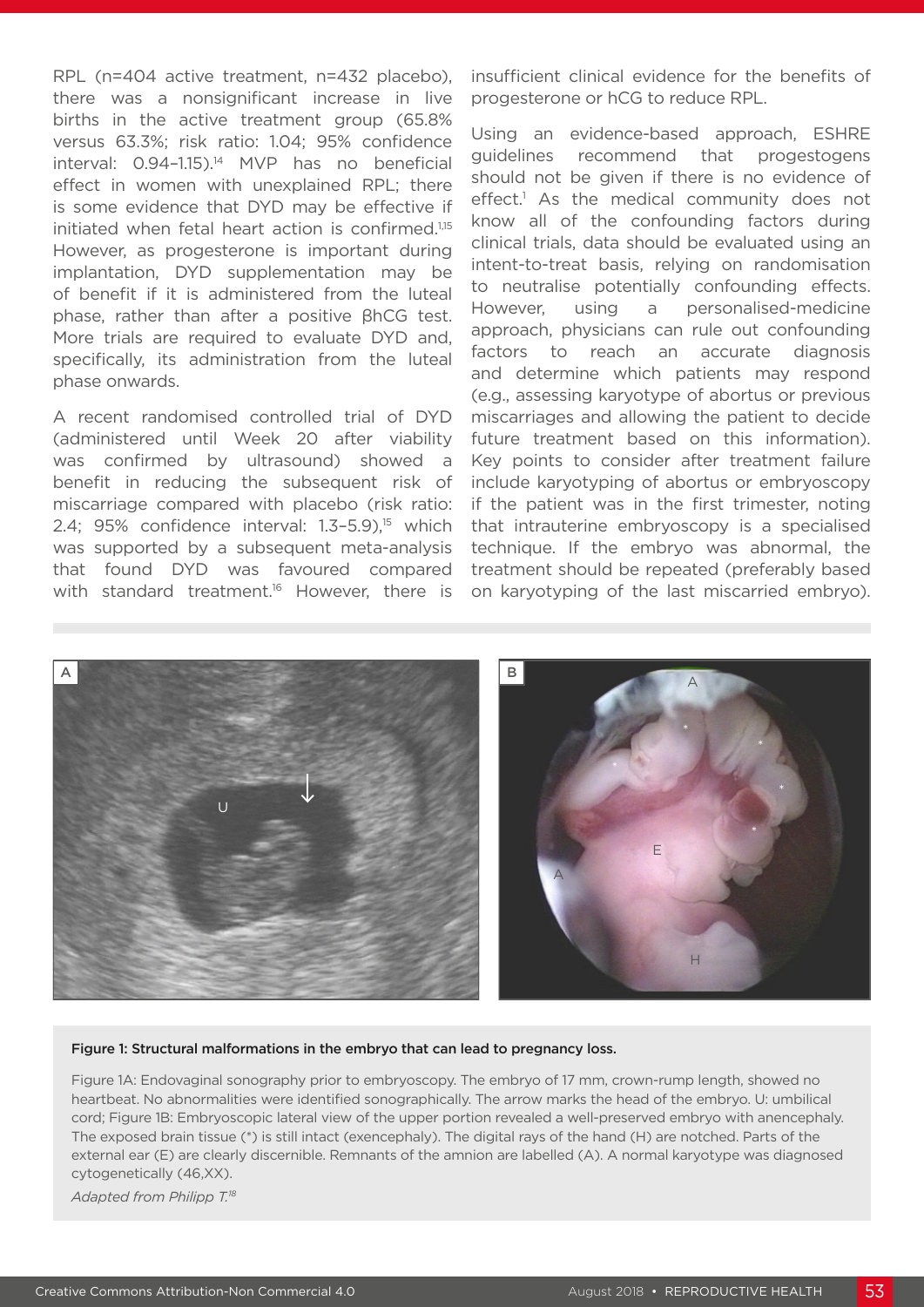RPL (n=404 active treatment, n=432 placebo), there was a nonsignificant increase in live births in the active treatment group (65.8% versus 63.3%; risk ratio: 1.04; 95% confidence interval: 0.94–1.15).[14] MVP has no beneficial effect in women with unexplained RPL; there is some evidence that DYD may be effective if initiated when fetal heart action is confirmed.[1,15] However, as progesterone is important during implantation, DYD supplementation may be of benefit if it is administered from the luteal phase, rather than after a positive βhCG test. More trials are required to evaluate DYD and, specifically, its administration from the luteal phase onwards.

A recent randomised controlled trial of DYD (administered until Week 20 after viability was confirmed by ultrasound) showed a benefit in reducing the subsequent risk of miscarriage compared with placebo (risk ratio: 2.4; 95% confidence interval: 1.3–5.9),[15] which was supported by a subsequent meta-analysis that found DYD was favoured compared with standard treatment.[16] However, there is insufficient clinical evidence for the benefits of progesterone or hCG to reduce RPL.

Using an evidence-based approach, ESHRE guidelines recommend that progestogens should not be given if there is no evidence of effect.[1] As the medical community does not know all of the confounding factors during clinical trials, data should be evaluated using an intent-to-treat basis, relying on randomisation to neutralise potentially confounding effects. However, using a personalised-medicine approach, physicians can rule out confounding factors to reach an accurate diagnosis and determine which patients may respond (e.g., assessing karyotype of abortus or previous miscarriages and allowing the patient to decide future treatment based on this information). Key points to consider after treatment failure include karyotyping of abortus or embryoscopy if the patient was in the first trimester, noting that intrauterine embryoscopy is a specialised technique. If the embryo was abnormal, the treatment should be repeated (preferably based on karyotyping of the last miscarried embryo).

**Figure 1: Structural malformations in the embryo that can lead to pregnancy loss.**

Figure 1A: Endovaginal sonography prior to embryoscopy. The embryo of 17 mm, crown-rump length, showed no heartbeat. No abnormalities were identified sonographically. The arrow marks the head of the embryo. U: umbilical cord; Figure 1B: Embryoscopic lateral view of the upper portion revealed a well-preserved embryo with anencephaly. The exposed brain tissue (*) is still intact (exencephaly). The digital rays of the hand (H) are notched. Parts of the external ear (E) are clearly discernible. Remnants of the amnion are labelled (A). A normal karyotype was diagnosed cytogenetically (46,XX).

*Adapted from Philipp T.[18]*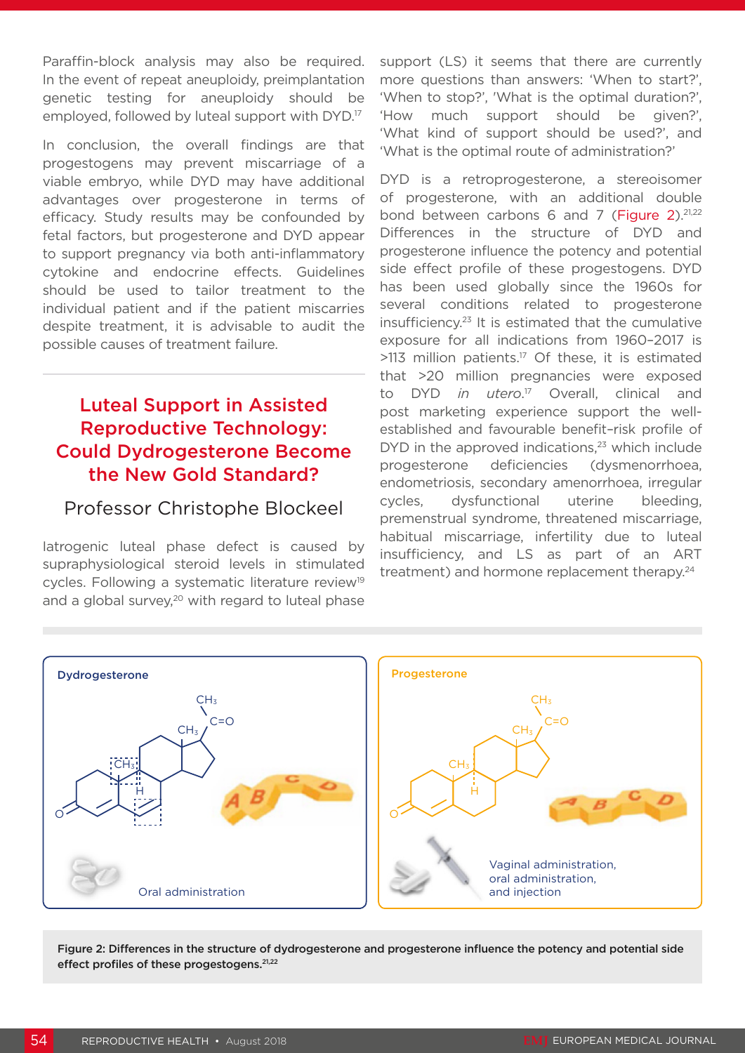Paraffin-block analysis may also be required. In the event of repeat aneuploidy, preimplantation genetic testing for aneuploidy should be employed, followed by luteal support with DYD.[17]

In conclusion, the overall findings are that progestogens may prevent miscarriage of a viable embryo, while DYD may have additional advantages over progesterone in terms of efficacy. Study results may be confounded by fetal factors, but progesterone and DYD appear to support pregnancy via both anti-inflammatory cytokine and endocrine effects. Guidelines should be used to tailor treatment to the individual patient and if the patient miscarries despite treatment, it is advisable to audit the possible causes of treatment failure.

## Luteal Support in Assisted Reproductive Technology: Could Dydrogesterone Become the New Gold Standard?

### Professor Christophe Blockeel

Iatrogenic luteal phase defect is caused by supraphysiological steroid levels in stimulated cycles. Following a systematic literature review[19] and a global survey,[20] with regard to luteal phase support (LS) it seems that there are currently more questions than answers: 'When to start?', 'When to stop?', 'What is the optimal duration?', 'How much support should be given?', 'What kind of support should be used?', and 'What is the optimal route of administration?'

DYD is a retroprogesterone, a stereoisomer of progesterone, with an additional double bond between carbons 6 and 7 (Figure 2).[21,22] Differences in the structure of DYD and progesterone influence the potency and potential side effect profile of these progestogens. DYD has been used globally since the 1960s for several conditions related to progesterone insufficiency.[23] It is estimated that the cumulative exposure for all indications from 1960–2017 is >113 million patients.[17] Of these, it is estimated that >20 million pregnancies were exposed to DYD *in utero*.[17] Overall, clinical and post marketing experience support the well-established and favourable benefit–risk profile of DYD in the approved indications,[23] which include progesterone deficiencies (dysmenorrhoea, endometriosis, secondary amenorrhoea, irregular cycles, dysfunctional uterine bleeding, premenstrual syndrome, threatened miscarriage, habitual miscarriage, infertility due to luteal insufficiency, and LS as part of an ART treatment) and hormone replacement therapy.[24]

**Figure 2: Differences in the structure of dydrogesterone and progesterone influence the potency and potential side effect profiles of these progestogens.[21,22]**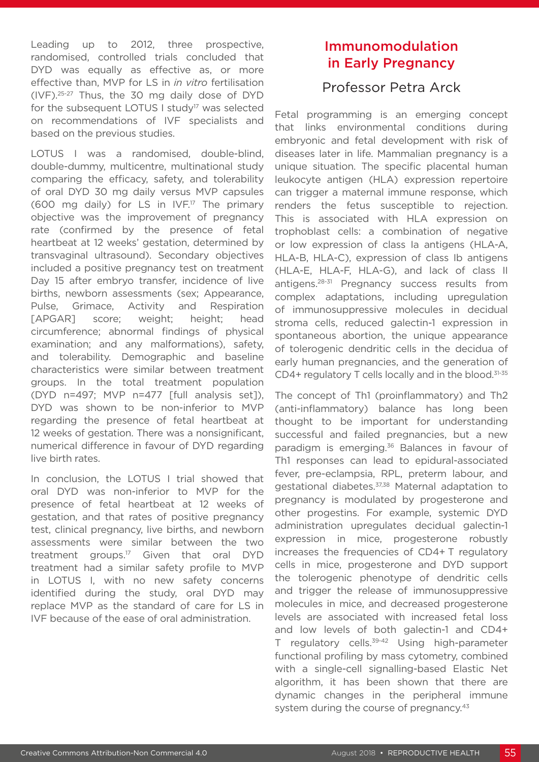Leading up to 2012, three prospective, randomised, controlled trials concluded that DYD was equally as effective as, or more effective than, MVP for LS in *in vitro* fertilisation (IVF).[25-27] Thus, the 30 mg daily dose of DYD for the subsequent LOTUS I study[17] was selected on recommendations of IVF specialists and based on the previous studies.

LOTUS I was a randomised, double-blind, double-dummy, multicentre, multinational study comparing the efficacy, safety, and tolerability of oral DYD 30 mg daily versus MVP capsules (600 mg daily) for LS in IVF.[17] The primary objective was the improvement of pregnancy rate (confirmed by the presence of fetal heartbeat at 12 weeks' gestation, determined by transvaginal ultrasound). Secondary objectives included a positive pregnancy test on treatment Day 15 after embryo transfer, incidence of live births, newborn assessments (sex; Appearance, Pulse, Grimace, Activity and Respiration [APGAR] score; weight; height; head circumference; abnormal findings of physical examination; and any malformations), safety, and tolerability. Demographic and baseline characteristics were similar between treatment groups. In the total treatment population (DYD n=497; MVP n=477 [full analysis set]), DYD was shown to be non-inferior to MVP regarding the presence of fetal heartbeat at 12 weeks of gestation. There was a nonsignificant, numerical difference in favour of DYD regarding live birth rates.

In conclusion, the LOTUS I trial showed that oral DYD was non-inferior to MVP for the presence of fetal heartbeat at 12 weeks of gestation, and that rates of positive pregnancy test, clinical pregnancy, live births, and newborn assessments were similar between the two treatment groups.[17] Given that oral DYD treatment had a similar safety profile to MVP in LOTUS I, with no new safety concerns identified during the study, oral DYD may replace MVP as the standard of care for LS in IVF because of the ease of oral administration.

## Immunomodulation in Early Pregnancy

### Professor Petra Arck

Fetal programming is an emerging concept that links environmental conditions during embryonic and fetal development with risk of diseases later in life. Mammalian pregnancy is a unique situation. The specific placental human leukocyte antigen (HLA) expression repertoire can trigger a maternal immune response, which renders the fetus susceptible to rejection. This is associated with HLA expression on trophoblast cells: a combination of negative or low expression of class Ia antigens (HLA-A, HLA-B, HLA-C), expression of class Ib antigens (HLA-E, HLA-F, HLA-G), and lack of class II antigens.[28-31] Pregnancy success results from complex adaptations, including upregulation of immunosuppressive molecules in decidual stroma cells, reduced galectin-1 expression in spontaneous abortion, the unique appearance of tolerogenic dendritic cells in the decidua of early human pregnancies, and the generation of CD4+ regulatory T cells locally and in the blood.[31-35]

The concept of Th1 (proinflammatory) and Th2 (anti-inflammatory) balance has long been thought to be important for understanding successful and failed pregnancies, but a new paradigm is emerging.[36] Balances in favour of Th1 responses can lead to epidural-associated fever, pre-eclampsia, RPL, preterm labour, and gestational diabetes.[37,38] Maternal adaptation to pregnancy is modulated by progesterone and other progestins. For example, systemic DYD administration upregulates decidual galectin-1 expression in mice, progesterone robustly increases the frequencies of CD4+ T regulatory cells in mice, progesterone and DYD support the tolerogenic phenotype of dendritic cells and trigger the release of immunosuppressive molecules in mice, and decreased progesterone levels are associated with increased fetal loss and low levels of both galectin-1 and CD4+ T regulatory cells.[39-42] Using high-parameter functional profiling by mass cytometry, combined with a single-cell signalling-based Elastic Net algorithm, it has been shown that there are dynamic changes in the peripheral immune system during the course of pregnancy.[43]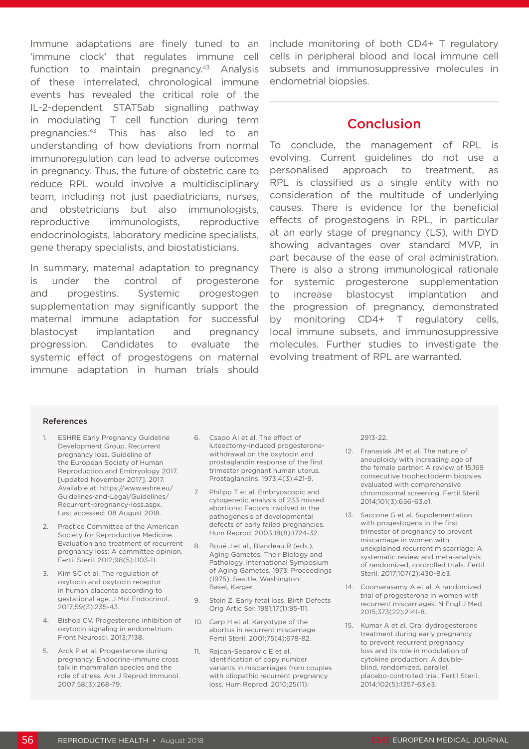Immune adaptations are finely tuned to an 'immune clock' that regulates immune cell function to maintain pregnancy.[43] Analysis of these interrelated, chronological immune events has revealed the critical role of the IL-2-dependent STAT5ab signalling pathway in modulating T cell function during term pregnancies.[43] This has also led to an understanding of how deviations from normal immunoregulation can lead to adverse outcomes in pregnancy. Thus, the future of obstetric care to reduce RPL would involve a multidisciplinary team, including not just paediatricians, nurses, and obstetricians but also immunologists, reproductive immunologists, reproductive endocrinologists, laboratory medicine specialists, gene therapy specialists, and biostatisticians.

In summary, maternal adaptation to pregnancy is under the control of progesterone and progestins. Systemic progestogen supplementation may significantly support the maternal immune adaptation for successful blastocyst implantation and pregnancy progression. Candidates to evaluate the systemic effect of progestogens on maternal immune adaptation in human trials should include monitoring of both CD4+ T regulatory cells in peripheral blood and local immune cell subsets and immunosuppressive molecules in endometrial biopsies.

## Conclusion

To conclude, the management of RPL is evolving. Current guidelines do not use a personalised approach to treatment, as RPL is classified as a single entity with no consideration of the multitude of underlying causes. There is evidence for the beneficial effects of progestogens in RPL, in particular at an early stage of pregnancy (LS), with DYD showing advantages over standard MVP, in part because of the ease of oral administration. There is also a strong immunological rationale for systemic progesterone supplementation to increase blastocyst implantation and the progression of pregnancy, demonstrated by monitoring CD4+ T regulatory cells, local immune subsets, and immunosuppressive molecules. Further studies to investigate the evolving treatment of RPL are warranted.

### References

1. ESHRE Early Pregnancy Guideline Development Group. Recurrent pregnancy loss. Guideline of the European Society of Human Reproduction and Embryology 2017. [updated November 2017]. 2017. Available at: https://www.eshre.eu/Guidelines-and-Legal/Guidelines/Recurrent-pregnancy-loss.aspx. Last accessed: 08 August 2018.
2. Practice Committee of the American Society for Reproductive Medicine. Evaluation and treatment of recurrent pregnancy loss: A committee opinion. Fertil Steril. 2012;98(5):1103-11.
3. Kim SC et al. The regulation of oxytocin and oxytocin receptor in human placenta according to gestational age. J Mol Endocrinol. 2017;59(3):235-43.
4. Bishop CV. Progesterone inhibition of oxytocin signaling in endometrium. Front Neurosci. 2013;7138.
5. Arck P et al. Progesterone during pregnancy: Endocrine-immune cross talk in mammalian species and the role of stress. Am J Reprod Immunol. 2007;58(3):268-79.
6. Csapo AI et al. The effect of luteectomy-induced progesterone-withdrawal on the oxytocin and prostaglandin response of the first trimester pregnant human uterus. Prostaglandins. 1973;4(3):421-9.
7. Philipp T et al. Embryoscopic and cytogenetic analysis of 233 missed abortions: Factors involved in the pathogenesis of developmental defects of early failed pregnancies. Hum Reprod. 2003;18(8):1724-32.
8. Boué J et al., Blandeau R (eds.), Aging Gametes: Their Biology and Pathology. International Symposium of Aging Gametes. 1973: Proceedings (1975), Seattle, Washington: Basel, Karger.
9. Stein Z. Early fetal loss. Birth Defects Orig Artic Ser. 1981;17(1):95-111.
10. Carp H et al. Karyotype of the abortus in recurrent miscarriage. Fertil Steril. 2001;75(4):678-82.
11. Rajcan-Separovic E et al. Identification of copy number variants in miscarriages from couples with idiopathic recurrent pregnancy loss. Hum Reprod. 2010;25(11):2913-22.
12. Franasiak JM et al. The nature of aneuploidy with increasing age of the female partner: A review of 15,169 consecutive trophectoderm biopsies evaluated with comprehensive chromosomal screening. Fertil Steril. 2014;101(3):656-63.e1.
13. Saccone G et al. Supplementation with progestogens in the first trimester of pregnancy to prevent miscarriage in women with unexplained recurrent miscarriage: A systematic review and meta-analysis of randomized, controlled trials. Fertil Steril. 2017;107(2):430-8.e3.
14. Coomarasamy A et al. A randomized trial of progesterone in women with recurrent miscarriages. N Engl J Med. 2015;373(22):2141-8.
15. Kumar A et al. Oral dydrogesterone treatment during early pregnancy to prevent recurrent pregnancy loss and its role in modulation of cytokine production: A double-blind, randomized, parallel, placebo-controlled trial. Fertil Steril. 2014;102(5):1357-63.e3.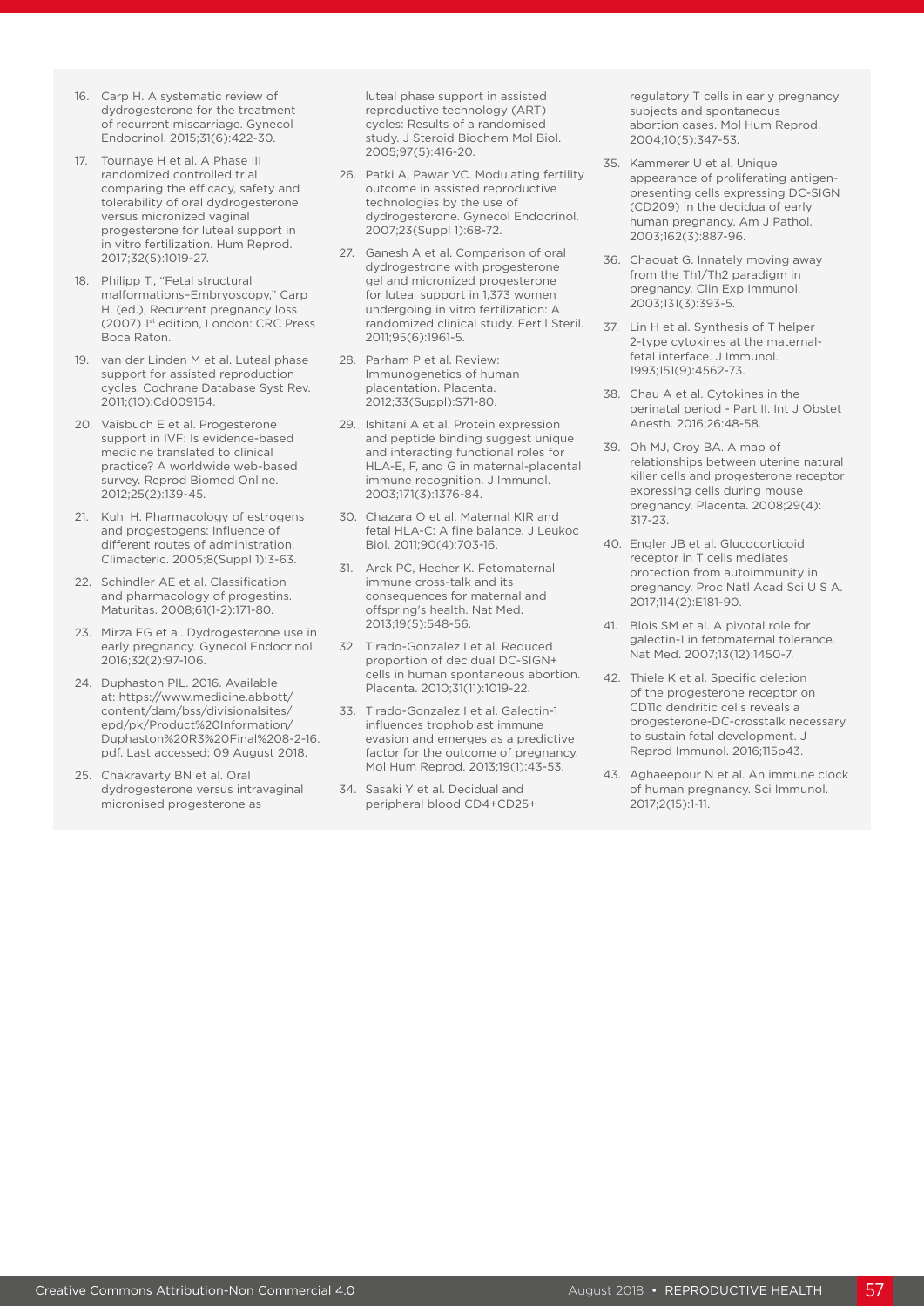16. Carp H. A systematic review of dydrogesterone for the treatment of recurrent miscarriage. Gynecol Endocrinol. 2015;31(6):422-30.
17. Tournaye H et al. A Phase III randomized controlled trial comparing the efficacy, safety and tolerability of oral dydrogesterone versus micronized vaginal progesterone for luteal support in in vitro fertilization. Hum Reprod. 2017;32(5):1019-27.
18. Philipp T., "Fetal structural malformations–Embryoscopy," Carp H. (ed.), Recurrent pregnancy loss (2007) 1st edition, London: CRC Press Boca Raton.
19. van der Linden M et al. Luteal phase support for assisted reproduction cycles. Cochrane Database Syst Rev. 2011;(10):Cd009154.
20. Vaisbuch E et al. Progesterone support in IVF: Is evidence-based medicine translated to clinical practice? A worldwide web-based survey. Reprod Biomed Online. 2012;25(2):139-45.
21. Kuhl H. Pharmacology of estrogens and progestogens: Influence of different routes of administration. Climacteric. 2005;8(Suppl 1):3-63.
22. Schindler AE et al. Classification and pharmacology of progestins. Maturitas. 2008;61(1-2):171-80.
23. Mirza FG et al. Dydrogesterone use in early pregnancy. Gynecol Endocrinol. 2016;32(2):97-106.
24. Duphaston PIL. 2016. Available at: https://www.medicine.abbott/content/dam/bss/divisionalsites/epd/pk/Product%20Information/Duphaston%20R3%20Final%208-2-16.pdf. Last accessed: 09 August 2018.
25. Chakravarty BN et al. Oral dydrogesterone versus intravaginal micronised progesterone as luteal phase support in assisted reproductive technology (ART) cycles: Results of a randomised study. J Steroid Biochem Mol Biol. 2005;97(5):416-20.
26. Patki A, Pawar VC. Modulating fertility outcome in assisted reproductive technologies by the use of dydrogesterone. Gynecol Endocrinol. 2007;23(Suppl 1):68-72.
27. Ganesh A et al. Comparison of oral dydrogestrone with progesterone gel and micronized progesterone for luteal support in 1,373 women undergoing in vitro fertilization: A randomized clinical study. Fertil Steril. 2011;95(6):1961-5.
28. Parham P et al. Review: Immunogenetics of human placentation. Placenta. 2012;33(Suppl):S71-80.
29. Ishitani A et al. Protein expression and peptide binding suggest unique and interacting functional roles for HLA-E, F, and G in maternal-placental immune recognition. J Immunol. 2003;171(3):1376-84.
30. Chazara O et al. Maternal KIR and fetal HLA-C: A fine balance. J Leukoc Biol. 2011;90(4):703-16.
31. Arck PC, Hecher K. Fetomaternal immune cross-talk and its consequences for maternal and offspring's health. Nat Med. 2013;19(5):548-56.
32. Tirado-Gonzalez I et al. Reduced proportion of decidual DC-SIGN+ cells in human spontaneous abortion. Placenta. 2010;31(11):1019-22.
33. Tirado-Gonzalez I et al. Galectin-1 influences trophoblast immune evasion and emerges as a predictive factor for the outcome of pregnancy. Mol Hum Reprod. 2013;19(1):43-53.
34. Sasaki Y et al. Decidual and peripheral blood CD4+CD25+ regulatory T cells in early pregnancy subjects and spontaneous abortion cases. Mol Hum Reprod. 2004;10(5):347-53.
35. Kammerer U et al. Unique appearance of proliferating antigen-presenting cells expressing DC-SIGN (CD209) in the decidua of early human pregnancy. Am J Pathol. 2003;162(3):887-96.
36. Chaouat G. Innately moving away from the Th1/Th2 paradigm in pregnancy. Clin Exp Immunol. 2003;131(3):393-5.
37. Lin H et al. Synthesis of T helper 2-type cytokines at the maternal-fetal interface. J Immunol. 1993;151(9):4562-73.
38. Chau A et al. Cytokines in the perinatal period - Part II. Int J Obstet Anesth. 2016;26:48-58.
39. Oh MJ, Croy BA. A map of relationships between uterine natural killer cells and progesterone receptor expressing cells during mouse pregnancy. Placenta. 2008;29(4):317-23.
40. Engler JB et al. Glucocorticoid receptor in T cells mediates protection from autoimmunity in pregnancy. Proc Natl Acad Sci U S A. 2017;114(2):E181-90.
41. Blois SM et al. A pivotal role for galectin-1 in fetomaternal tolerance. Nat Med. 2007;13(12):1450-7.
42. Thiele K et al. Specific deletion of the progesterone receptor on CD11c dendritic cells reveals a progesterone-DC-crosstalk necessary to sustain fetal development. J Reprod Immunol. 2016;115p43.
43. Aghaeepour N et al. An immune clock of human pregnancy. Sci Immunol. 2017;2(15):1-11.